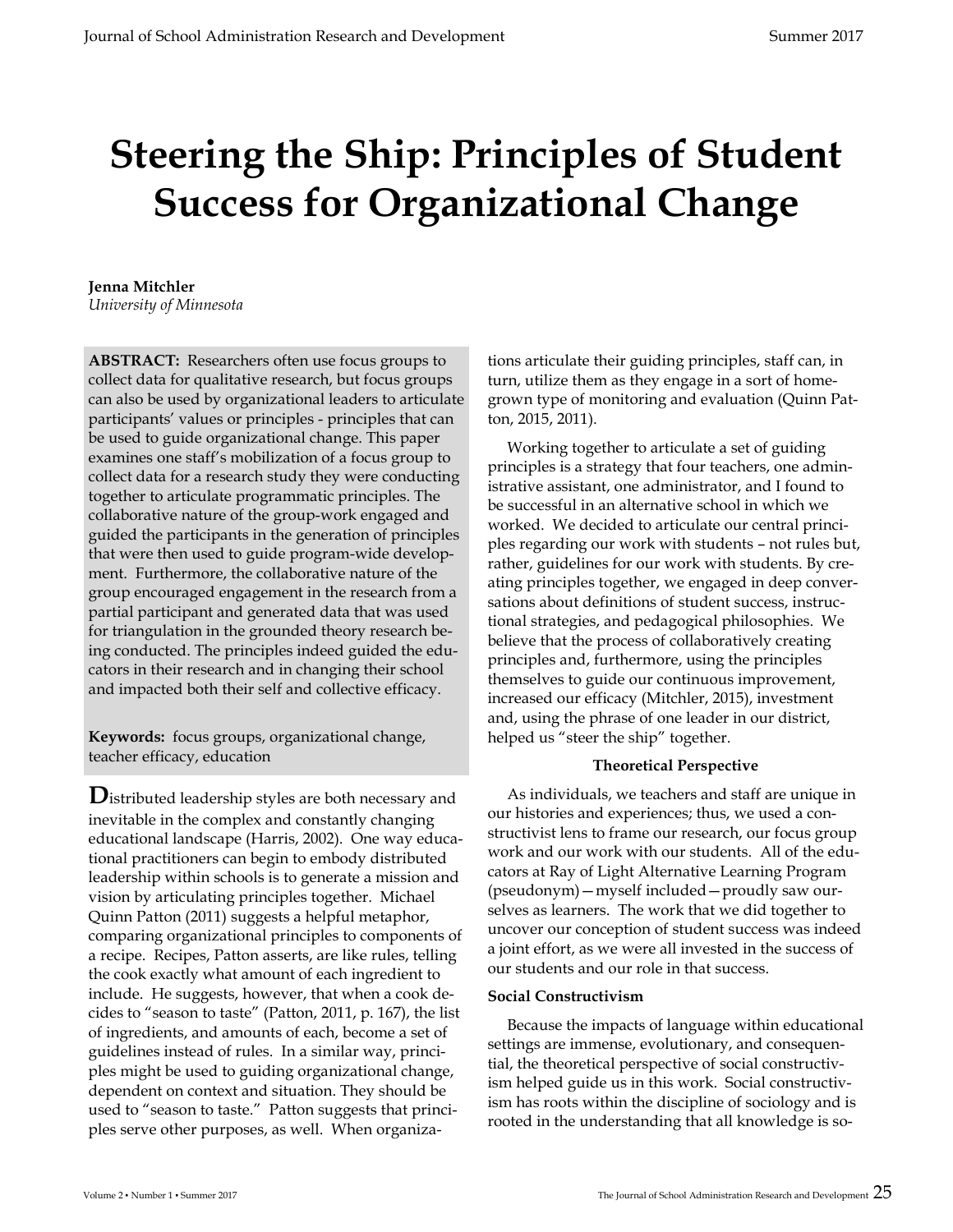# Steering the Ship: Principles of Student Success for Organizational Change

**Jenna Mitchler**
*University of Minnesota*

**ABSTRACT:** Researchers often use focus groups to collect data for qualitative research, but focus groups can also be used by organizational leaders to articulate participants' values or principles - principles that can be used to guide organizational change. This paper examines one staff's mobilization of a focus group to collect data for a research study they were conducting together to articulate programmatic principles. The collaborative nature of the group-work engaged and guided the participants in the generation of principles that were then used to guide program-wide development. Furthermore, the collaborative nature of the group encouraged engagement in the research from a partial participant and generated data that was used for triangulation in the grounded theory research being conducted. The principles indeed guided the educators in their research and in changing their school and impacted both their self and collective efficacy.

**Keywords:** focus groups, organizational change, teacher efficacy, education

Distributed leadership styles are both necessary and inevitable in the complex and constantly changing educational landscape (Harris, 2002). One way educational practitioners can begin to embody distributed leadership within schools is to generate a mission and vision by articulating principles together. Michael Quinn Patton (2011) suggests a helpful metaphor, comparing organizational principles to components of a recipe. Recipes, Patton asserts, are like rules, telling the cook exactly what amount of each ingredient to include. He suggests, however, that when a cook decides to "season to taste" (Patton, 2011, p. 167), the list of ingredients, and amounts of each, become a set of guidelines instead of rules. In a similar way, principles might be used to guiding organizational change, dependent on context and situation. They should be used to "season to taste." Patton suggests that principles serve other purposes, as well. When organizations articulate their guiding principles, staff can, in turn, utilize them as they engage in a sort of home-grown type of monitoring and evaluation (Quinn Patton, 2015, 2011).

Working together to articulate a set of guiding principles is a strategy that four teachers, one administrative assistant, one administrator, and I found to be successful in an alternative school in which we worked. We decided to articulate our central principles regarding our work with students – not rules but, rather, guidelines for our work with students. By creating principles together, we engaged in deep conversations about definitions of student success, instructional strategies, and pedagogical philosophies. We believe that the process of collaboratively creating principles and, furthermore, using the principles themselves to guide our continuous improvement, increased our efficacy (Mitchler, 2015), investment and, using the phrase of one leader in our district, helped us "steer the ship" together.

## Theoretical Perspective

As individuals, we teachers and staff are unique in our histories and experiences; thus, we used a constructivist lens to frame our research, our focus group work and our work with our students. All of the educators at Ray of Light Alternative Learning Program (pseudonym)—myself included—proudly saw ourselves as learners. The work that we did together to uncover our conception of student success was indeed a joint effort, as we were all invested in the success of our students and our role in that success.

### Social Constructivism

Because the impacts of language within educational settings are immense, evolutionary, and consequential, the theoretical perspective of social constructivism helped guide us in this work. Social constructivism has roots within the discipline of sociology and is rooted in the understanding that all knowledge is so-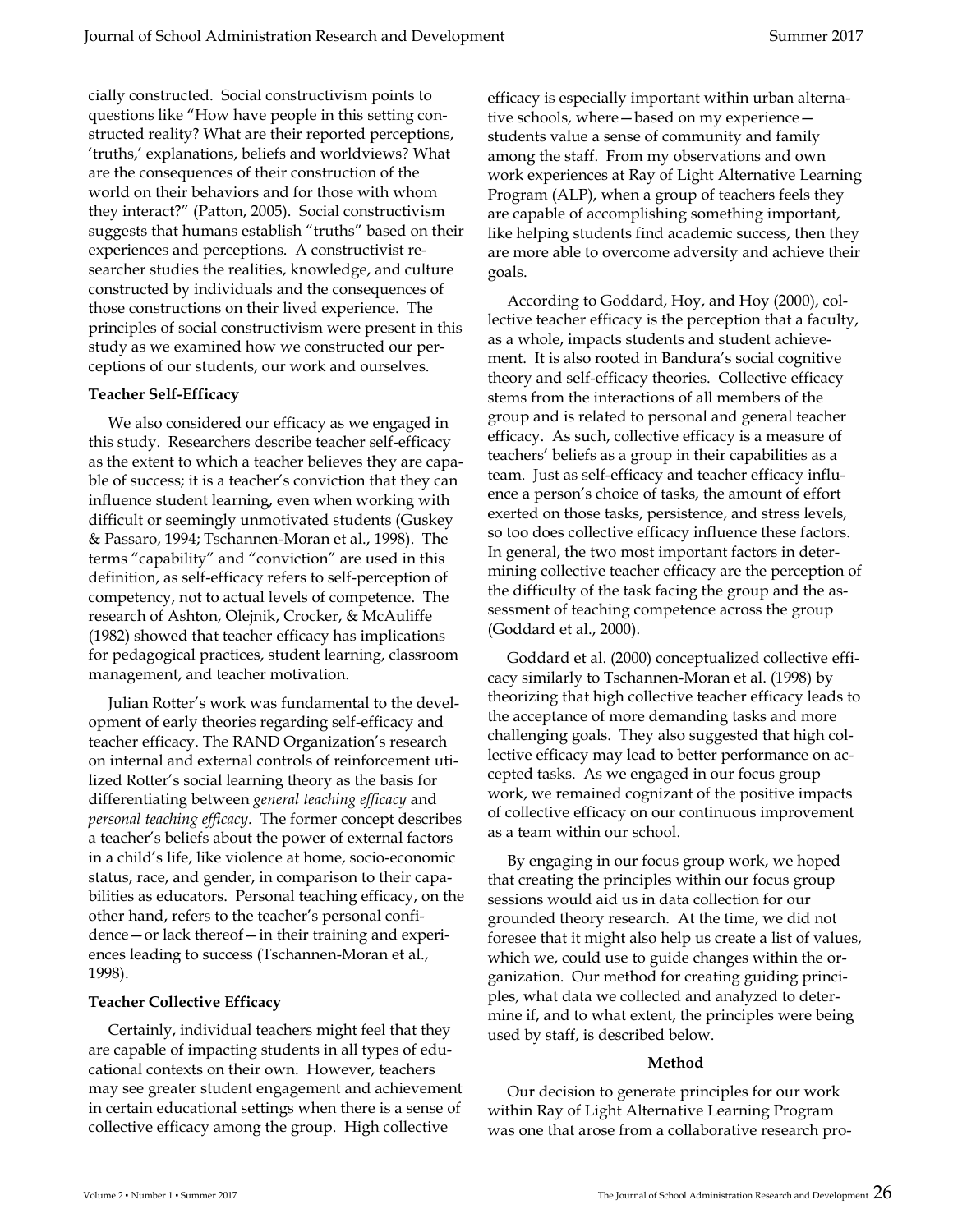cially constructed. Social constructivism points to questions like "How have people in this setting constructed reality? What are their reported perceptions, 'truths,' explanations, beliefs and worldviews? What are the consequences of their construction of the world on their behaviors and for those with whom they interact?" (Patton, 2005). Social constructivism suggests that humans establish "truths" based on their experiences and perceptions. A constructivist researcher studies the realities, knowledge, and culture constructed by individuals and the consequences of those constructions on their lived experience. The principles of social constructivism were present in this study as we examined how we constructed our perceptions of our students, our work and ourselves.

**Teacher Self-Efficacy**

We also considered our efficacy as we engaged in this study. Researchers describe teacher self-efficacy as the extent to which a teacher believes they are capable of success; it is a teacher's conviction that they can influence student learning, even when working with difficult or seemingly unmotivated students (Guskey & Passaro, 1994; Tschannen-Moran et al., 1998). The terms "capability" and "conviction" are used in this definition, as self-efficacy refers to self-perception of competency, not to actual levels of competence. The research of Ashton, Olejnik, Crocker, & McAuliffe (1982) showed that teacher efficacy has implications for pedagogical practices, student learning, classroom management, and teacher motivation.

Julian Rotter's work was fundamental to the development of early theories regarding self-efficacy and teacher efficacy. The RAND Organization's research on internal and external controls of reinforcement utilized Rotter's social learning theory as the basis for differentiating between *general teaching efficacy* and *personal teaching efficacy.* The former concept describes a teacher's beliefs about the power of external factors in a child's life, like violence at home, socio-economic status, race, and gender, in comparison to their capabilities as educators. Personal teaching efficacy, on the other hand, refers to the teacher's personal confidence—or lack thereof—in their training and experiences leading to success (Tschannen-Moran et al., 1998).

**Teacher Collective Efficacy**

Certainly, individual teachers might feel that they are capable of impacting students in all types of educational contexts on their own. However, teachers may see greater student engagement and achievement in certain educational settings when there is a sense of collective efficacy among the group. High collective efficacy is especially important within urban alternative schools, where—based on my experience—students value a sense of community and family among the staff. From my observations and own work experiences at Ray of Light Alternative Learning Program (ALP), when a group of teachers feels they are capable of accomplishing something important, like helping students find academic success, then they are more able to overcome adversity and achieve their goals.

According to Goddard, Hoy, and Hoy (2000), collective teacher efficacy is the perception that a faculty, as a whole, impacts students and student achievement. It is also rooted in Bandura's social cognitive theory and self-efficacy theories. Collective efficacy stems from the interactions of all members of the group and is related to personal and general teacher efficacy. As such, collective efficacy is a measure of teachers' beliefs as a group in their capabilities as a team. Just as self-efficacy and teacher efficacy influence a person's choice of tasks, the amount of effort exerted on those tasks, persistence, and stress levels, so too does collective efficacy influence these factors. In general, the two most important factors in determining collective teacher efficacy are the perception of the difficulty of the task facing the group and the assessment of teaching competence across the group (Goddard et al., 2000).

Goddard et al. (2000) conceptualized collective efficacy similarly to Tschannen-Moran et al. (1998) by theorizing that high collective teacher efficacy leads to the acceptance of more demanding tasks and more challenging goals. They also suggested that high collective efficacy may lead to better performance on accepted tasks. As we engaged in our focus group work, we remained cognizant of the positive impacts of collective efficacy on our continuous improvement as a team within our school.

By engaging in our focus group work, we hoped that creating the principles within our focus group sessions would aid us in data collection for our grounded theory research. At the time, we did not foresee that it might also help us create a list of values, which we, could use to guide changes within the organization. Our method for creating guiding principles, what data we collected and analyzed to determine if, and to what extent, the principles were being used by staff, is described below.

## Method

Our decision to generate principles for our work within Ray of Light Alternative Learning Program was one that arose from a collaborative research pro-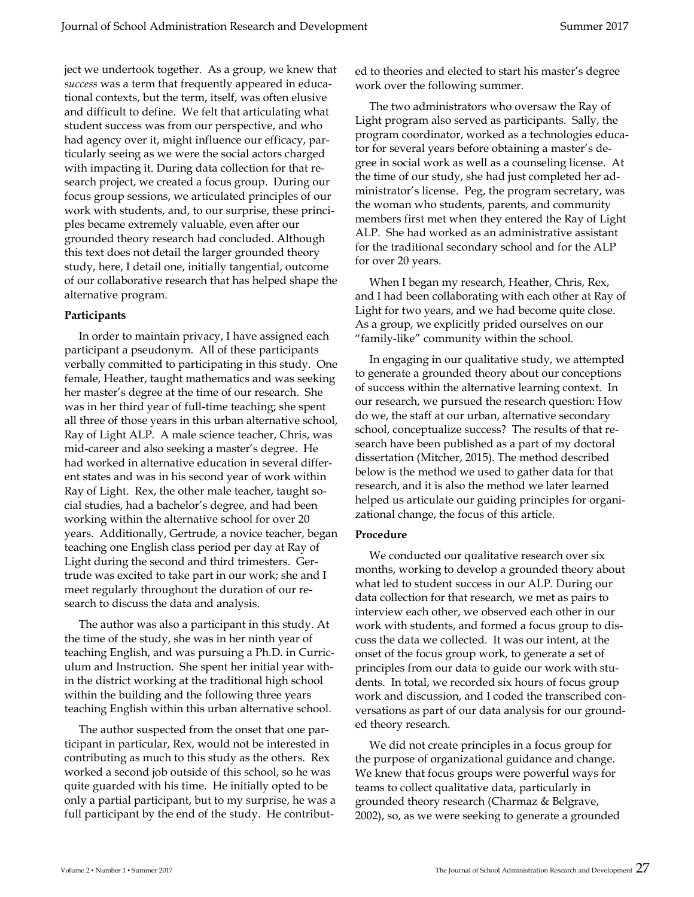ject we undertook together. As a group, we knew that *success* was a term that frequently appeared in educational contexts, but the term, itself, was often elusive and difficult to define. We felt that articulating what student success was from our perspective, and who had agency over it, might influence our efficacy, particularly seeing as we were the social actors charged with impacting it. During data collection for that research project, we created a focus group. During our focus group sessions, we articulated principles of our work with students, and, to our surprise, these principles became extremely valuable, even after our grounded theory research had concluded. Although this text does not detail the larger grounded theory study, here, I detail one, initially tangential, outcome of our collaborative research that has helped shape the alternative program.

**Participants**

In order to maintain privacy, I have assigned each participant a pseudonym. All of these participants verbally committed to participating in this study. One female, Heather, taught mathematics and was seeking her master's degree at the time of our research. She was in her third year of full-time teaching; she spent all three of those years in this urban alternative school, Ray of Light ALP. A male science teacher, Chris, was mid-career and also seeking a master's degree. He had worked in alternative education in several different states and was in his second year of work within Ray of Light. Rex, the other male teacher, taught social studies, had a bachelor's degree, and had been working within the alternative school for over 20 years. Additionally, Gertrude, a novice teacher, began teaching one English class period per day at Ray of Light during the second and third trimesters. Gertrude was excited to take part in our work; she and I meet regularly throughout the duration of our research to discuss the data and analysis.

The author was also a participant in this study. At the time of the study, she was in her ninth year of teaching English, and was pursuing a Ph.D. in Curriculum and Instruction. She spent her initial year within the district working at the traditional high school within the building and the following three years teaching English within this urban alternative school.

The author suspected from the onset that one participant in particular, Rex, would not be interested in contributing as much to this study as the others. Rex worked a second job outside of this school, so he was quite guarded with his time. He initially opted to be only a partial participant, but to my surprise, he was a full participant by the end of the study. He contributed to theories and elected to start his master's degree work over the following summer.

The two administrators who oversaw the Ray of Light program also served as participants. Sally, the program coordinator, worked as a technologies educator for several years before obtaining a master's degree in social work as well as a counseling license. At the time of our study, she had just completed her administrator's license. Peg, the program secretary, was the woman who students, parents, and community members first met when they entered the Ray of Light ALP. She had worked as an administrative assistant for the traditional secondary school and for the ALP for over 20 years.

When I began my research, Heather, Chris, Rex, and I had been collaborating with each other at Ray of Light for two years, and we had become quite close. As a group, we explicitly prided ourselves on our "family-like" community within the school.

In engaging in our qualitative study, we attempted to generate a grounded theory about our conceptions of success within the alternative learning context. In our research, we pursued the research question: How do we, the staff at our urban, alternative secondary school, conceptualize success? The results of that research have been published as a part of my doctoral dissertation (Mitcher, 2015). The method described below is the method we used to gather data for that research, and it is also the method we later learned helped us articulate our guiding principles for organizational change, the focus of this article.

**Procedure**

We conducted our qualitative research over six months, working to develop a grounded theory about what led to student success in our ALP. During our data collection for that research, we met as pairs to interview each other, we observed each other in our work with students, and formed a focus group to discuss the data we collected. It was our intent, at the onset of the focus group work, to generate a set of principles from our data to guide our work with students. In total, we recorded six hours of focus group work and discussion, and I coded the transcribed conversations as part of our data analysis for our grounded theory research.

We did not create principles in a focus group for the purpose of organizational guidance and change. We knew that focus groups were powerful ways for teams to collect qualitative data, particularly in grounded theory research (Charmaz & Belgrave, 2002), so, as we were seeking to generate a grounded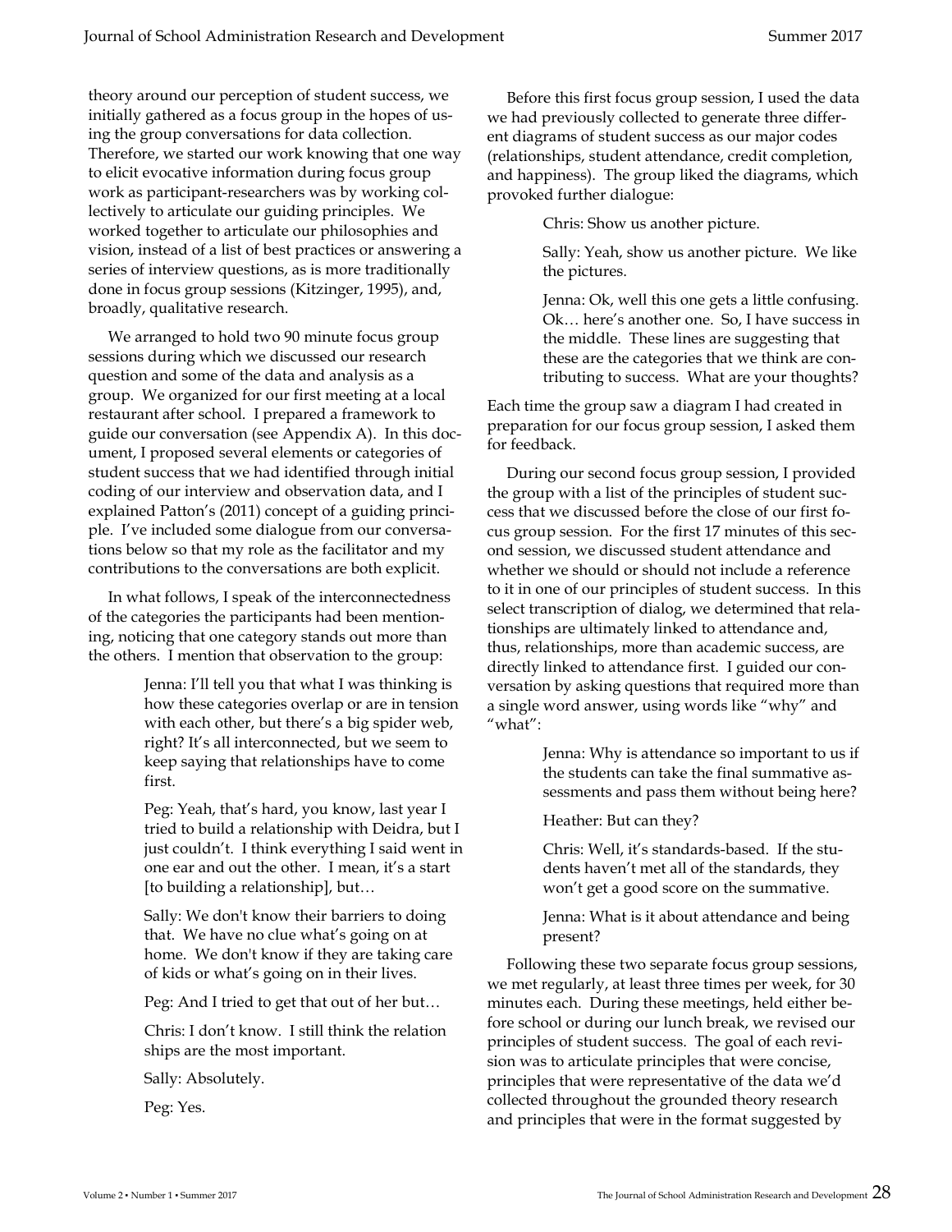theory around our perception of student success, we initially gathered as a focus group in the hopes of using the group conversations for data collection. Therefore, we started our work knowing that one way to elicit evocative information during focus group work as participant-researchers was by working collectively to articulate our guiding principles. We worked together to articulate our philosophies and vision, instead of a list of best practices or answering a series of interview questions, as is more traditionally done in focus group sessions (Kitzinger, 1995), and, broadly, qualitative research.

We arranged to hold two 90 minute focus group sessions during which we discussed our research question and some of the data and analysis as a group. We organized for our first meeting at a local restaurant after school. I prepared a framework to guide our conversation (see Appendix A). In this document, I proposed several elements or categories of student success that we had identified through initial coding of our interview and observation data, and I explained Patton's (2011) concept of a guiding principle. I've included some dialogue from our conversations below so that my role as the facilitator and my contributions to the conversations are both explicit.

In what follows, I speak of the interconnectedness of the categories the participants had been mentioning, noticing that one category stands out more than the others. I mention that observation to the group:

> Jenna: I'll tell you that what I was thinking is how these categories overlap or are in tension with each other, but there's a big spider web, right? It's all interconnected, but we seem to keep saying that relationships have to come first.
>
> Peg: Yeah, that's hard, you know, last year I tried to build a relationship with Deidra, but I just couldn't. I think everything I said went in one ear and out the other. I mean, it's a start [to building a relationship], but…
>
> Sally: We don't know their barriers to doing that. We have no clue what's going on at home. We don't know if they are taking care of kids or what's going on in their lives.
>
> Peg: And I tried to get that out of her but…
>
> Chris: I don't know. I still think the relation ships are the most important.
>
> Sally: Absolutely.
>
> Peg: Yes.

Before this first focus group session, I used the data we had previously collected to generate three different diagrams of student success as our major codes (relationships, student attendance, credit completion, and happiness). The group liked the diagrams, which provoked further dialogue:

> Chris: Show us another picture.
>
> Sally: Yeah, show us another picture. We like the pictures.
>
> Jenna: Ok, well this one gets a little confusing. Ok… here's another one. So, I have success in the middle. These lines are suggesting that these are the categories that we think are contributing to success. What are your thoughts?

Each time the group saw a diagram I had created in preparation for our focus group session, I asked them for feedback.

During our second focus group session, I provided the group with a list of the principles of student success that we discussed before the close of our first focus group session. For the first 17 minutes of this second session, we discussed student attendance and whether we should or should not include a reference to it in one of our principles of student success. In this select transcription of dialog, we determined that relationships are ultimately linked to attendance and, thus, relationships, more than academic success, are directly linked to attendance first. I guided our conversation by asking questions that required more than a single word answer, using words like "why" and "what":

> Jenna: Why is attendance so important to us if the students can take the final summative assessments and pass them without being here?
>
> Heather: But can they?
>
> Chris: Well, it's standards-based. If the students haven't met all of the standards, they won't get a good score on the summative.
>
> Jenna: What is it about attendance and being present?

Following these two separate focus group sessions, we met regularly, at least three times per week, for 30 minutes each. During these meetings, held either before school or during our lunch break, we revised our principles of student success. The goal of each revision was to articulate principles that were concise, principles that were representative of the data we'd collected throughout the grounded theory research and principles that were in the format suggested by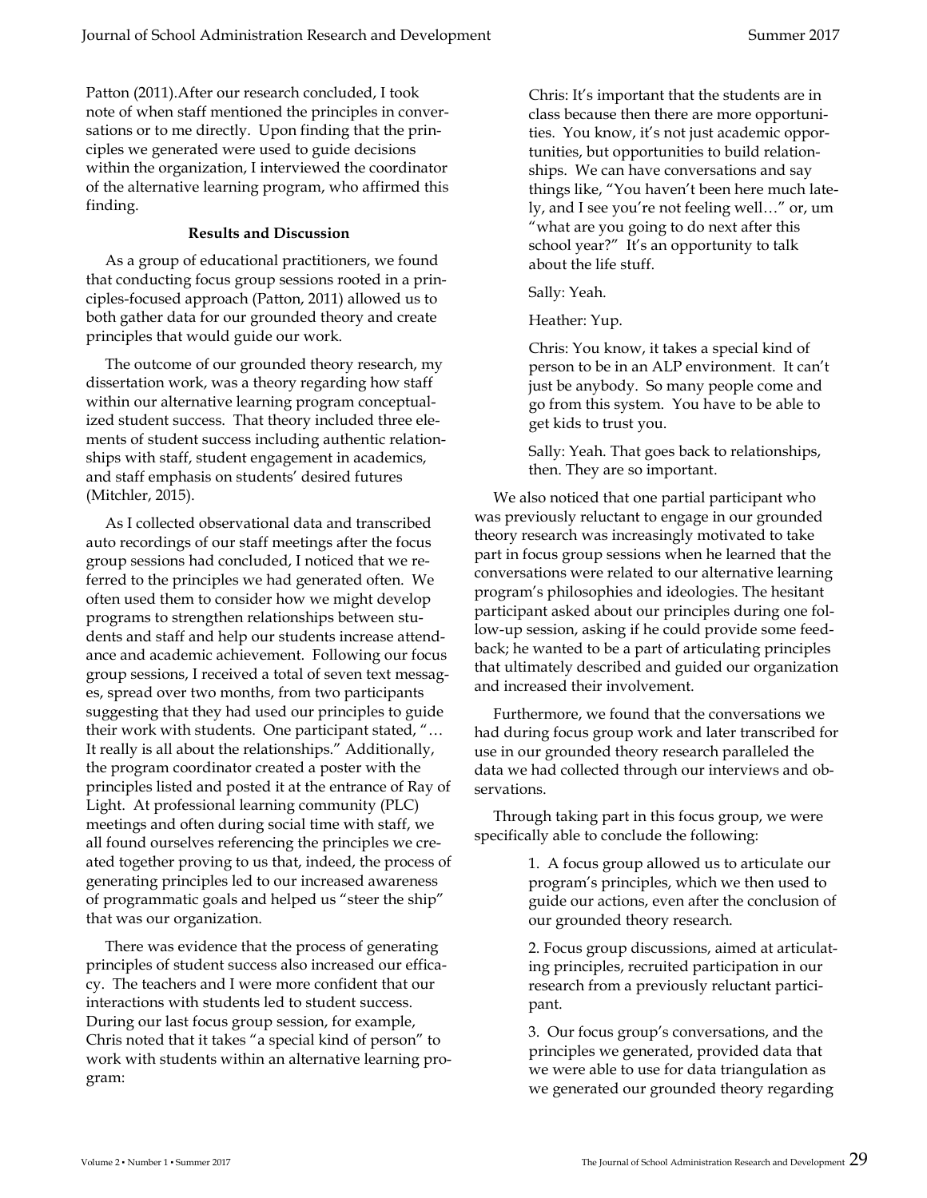Patton (2011).After our research concluded, I took note of when staff mentioned the principles in conversations or to me directly. Upon finding that the principles we generated were used to guide decisions within the organization, I interviewed the coordinator of the alternative learning program, who affirmed this finding.

## Results and Discussion

As a group of educational practitioners, we found that conducting focus group sessions rooted in a principles-focused approach (Patton, 2011) allowed us to both gather data for our grounded theory and create principles that would guide our work.

The outcome of our grounded theory research, my dissertation work, was a theory regarding how staff within our alternative learning program conceptualized student success. That theory included three elements of student success including authentic relationships with staff, student engagement in academics, and staff emphasis on students' desired futures (Mitchler, 2015).

As I collected observational data and transcribed auto recordings of our staff meetings after the focus group sessions had concluded, I noticed that we referred to the principles we had generated often. We often used them to consider how we might develop programs to strengthen relationships between students and staff and help our students increase attendance and academic achievement. Following our focus group sessions, I received a total of seven text messages, spread over two months, from two participants suggesting that they had used our principles to guide their work with students. One participant stated, "… It really is all about the relationships." Additionally, the program coordinator created a poster with the principles listed and posted it at the entrance of Ray of Light. At professional learning community (PLC) meetings and often during social time with staff, we all found ourselves referencing the principles we created together proving to us that, indeed, the process of generating principles led to our increased awareness of programmatic goals and helped us "steer the ship" that was our organization.

There was evidence that the process of generating principles of student success also increased our efficacy. The teachers and I were more confident that our interactions with students led to student success. During our last focus group session, for example, Chris noted that it takes "a special kind of person" to work with students within an alternative learning program:

> Chris: It's important that the students are in class because then there are more opportunities. You know, it's not just academic opportunities, but opportunities to build relationships. We can have conversations and say things like, "You haven't been here much lately, and I see you're not feeling well…" or, um "what are you going to do next after this school year?" It's an opportunity to talk about the life stuff.
>
> Sally: Yeah.
>
> Heather: Yup.
>
> Chris: You know, it takes a special kind of person to be in an ALP environment. It can't just be anybody. So many people come and go from this system. You have to be able to get kids to trust you.
>
> Sally: Yeah. That goes back to relationships, then. They are so important.

We also noticed that one partial participant who was previously reluctant to engage in our grounded theory research was increasingly motivated to take part in focus group sessions when he learned that the conversations were related to our alternative learning program's philosophies and ideologies. The hesitant participant asked about our principles during one follow-up session, asking if he could provide some feedback; he wanted to be a part of articulating principles that ultimately described and guided our organization and increased their involvement.

Furthermore, we found that the conversations we had during focus group work and later transcribed for use in our grounded theory research paralleled the data we had collected through our interviews and observations.

Through taking part in this focus group, we were specifically able to conclude the following:

1. A focus group allowed us to articulate our program's principles, which we then used to guide our actions, even after the conclusion of our grounded theory research.

2. Focus group discussions, aimed at articulating principles, recruited participation in our research from a previously reluctant participant.

3. Our focus group's conversations, and the principles we generated, provided data that we were able to use for data triangulation as we generated our grounded theory regarding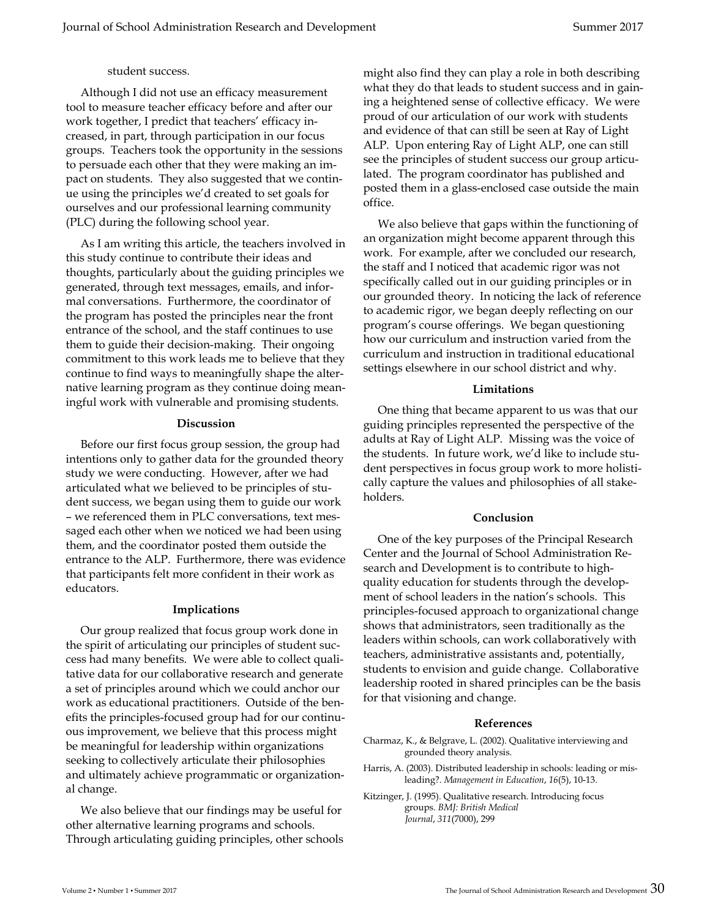student success.

Although I did not use an efficacy measurement tool to measure teacher efficacy before and after our work together, I predict that teachers' efficacy increased, in part, through participation in our focus groups. Teachers took the opportunity in the sessions to persuade each other that they were making an impact on students. They also suggested that we continue using the principles we'd created to set goals for ourselves and our professional learning community (PLC) during the following school year.

As I am writing this article, the teachers involved in this study continue to contribute their ideas and thoughts, particularly about the guiding principles we generated, through text messages, emails, and informal conversations. Furthermore, the coordinator of the program has posted the principles near the front entrance of the school, and the staff continues to use them to guide their decision-making. Their ongoing commitment to this work leads me to believe that they continue to find ways to meaningfully shape the alternative learning program as they continue doing meaningful work with vulnerable and promising students.

### Discussion

Before our first focus group session, the group had intentions only to gather data for the grounded theory study we were conducting. However, after we had articulated what we believed to be principles of student success, we began using them to guide our work – we referenced them in PLC conversations, text messaged each other when we noticed we had been using them, and the coordinator posted them outside the entrance to the ALP. Furthermore, there was evidence that participants felt more confident in their work as educators.

### Implications

Our group realized that focus group work done in the spirit of articulating our principles of student success had many benefits. We were able to collect qualitative data for our collaborative research and generate a set of principles around which we could anchor our work as educational practitioners. Outside of the benefits the principles-focused group had for our continuous improvement, we believe that this process might be meaningful for leadership within organizations seeking to collectively articulate their philosophies and ultimately achieve programmatic or organizational change.

We also believe that our findings may be useful for other alternative learning programs and schools. Through articulating guiding principles, other schools might also find they can play a role in both describing what they do that leads to student success and in gaining a heightened sense of collective efficacy. We were proud of our articulation of our work with students and evidence of that can still be seen at Ray of Light ALP. Upon entering Ray of Light ALP, one can still see the principles of student success our group articulated. The program coordinator has published and posted them in a glass-enclosed case outside the main office.

We also believe that gaps within the functioning of an organization might become apparent through this work. For example, after we concluded our research, the staff and I noticed that academic rigor was not specifically called out in our guiding principles or in our grounded theory. In noticing the lack of reference to academic rigor, we began deeply reflecting on our program's course offerings. We began questioning how our curriculum and instruction varied from the curriculum and instruction in traditional educational settings elsewhere in our school district and why.

### Limitations

One thing that became apparent to us was that our guiding principles represented the perspective of the adults at Ray of Light ALP. Missing was the voice of the students. In future work, we'd like to include student perspectives in focus group work to more holistically capture the values and philosophies of all stakeholders.

### Conclusion

One of the key purposes of the Principal Research Center and the Journal of School Administration Research and Development is to contribute to high-quality education for students through the development of school leaders in the nation's schools. This principles-focused approach to organizational change shows that administrators, seen traditionally as the leaders within schools, can work collaboratively with teachers, administrative assistants and, potentially, students to envision and guide change. Collaborative leadership rooted in shared principles can be the basis for that visioning and change.

### References

Charmaz, K., & Belgrave, L. (2002). Qualitative interviewing and grounded theory analysis.

Harris, A. (2003). Distributed leadership in schools: leading or misleading?. *Management in Education*, *16*(5), 10-13.

Kitzinger, J. (1995). Qualitative research. Introducing focus groups. *BMJ: British Medical Journal*, *311*(7000), 299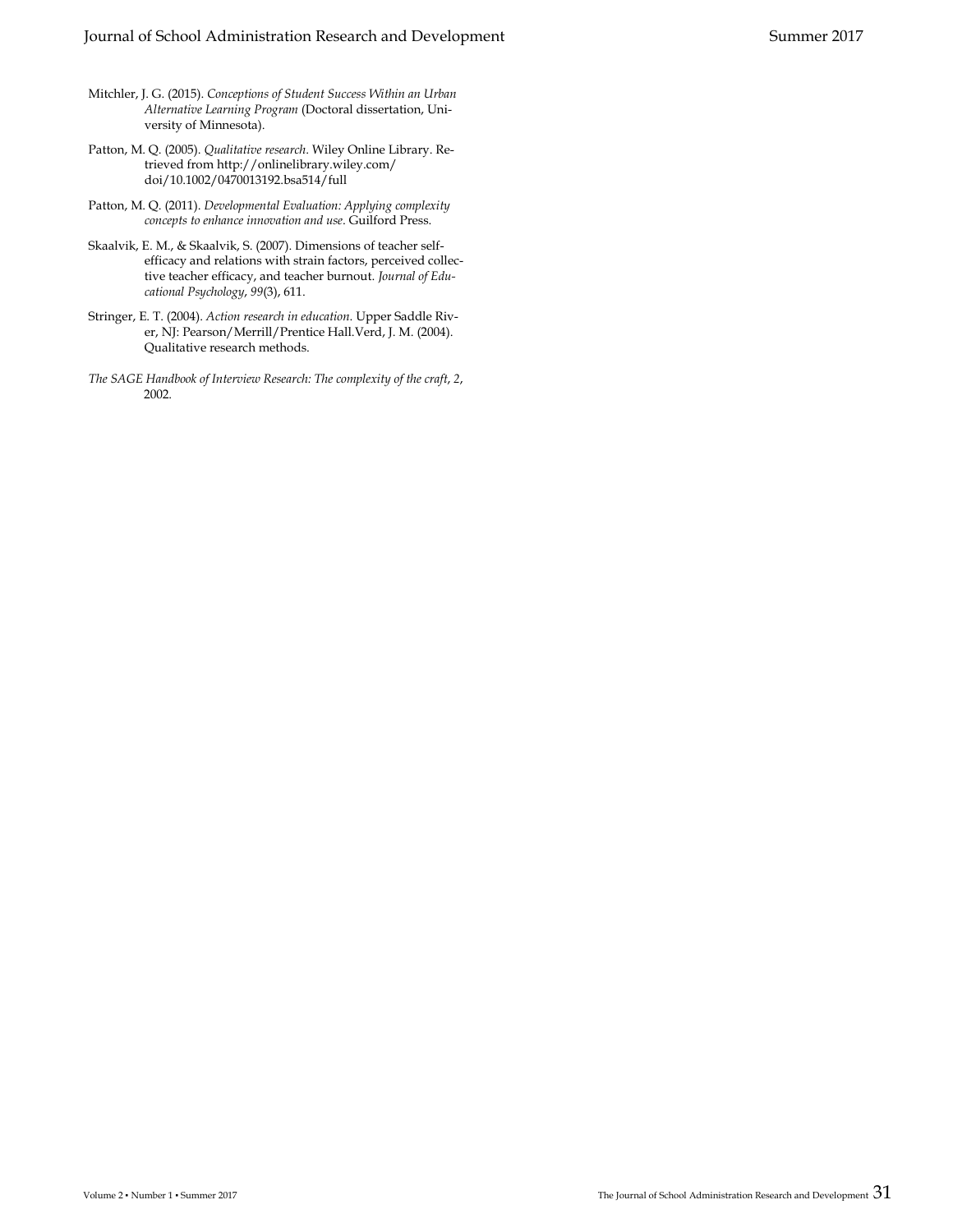Mitchler, J. G. (2015). *Conceptions of Student Success Within an Urban Alternative Learning Program* (Doctoral dissertation, University of Minnesota).

Patton, M. Q. (2005). *Qualitative research*. Wiley Online Library. Retrieved from http://onlinelibrary.wiley.com/doi/10.1002/0470013192.bsa514/full

Patton, M. Q. (2011). *Developmental Evaluation: Applying complexity concepts to enhance innovation and use*. Guilford Press.

Skaalvik, E. M., & Skaalvik, S. (2007). Dimensions of teacher self-efficacy and relations with strain factors, perceived collective teacher efficacy, and teacher burnout. *Journal of Educational Psychology*, *99*(3), 611.

Stringer, E. T. (2004). *Action research in education*. Upper Saddle River, NJ: Pearson/Merrill/Prentice Hall.Verd, J. M. (2004). Qualitative research methods.

*The SAGE Handbook of Interview Research: The complexity of the craft*, *2*, 2002.